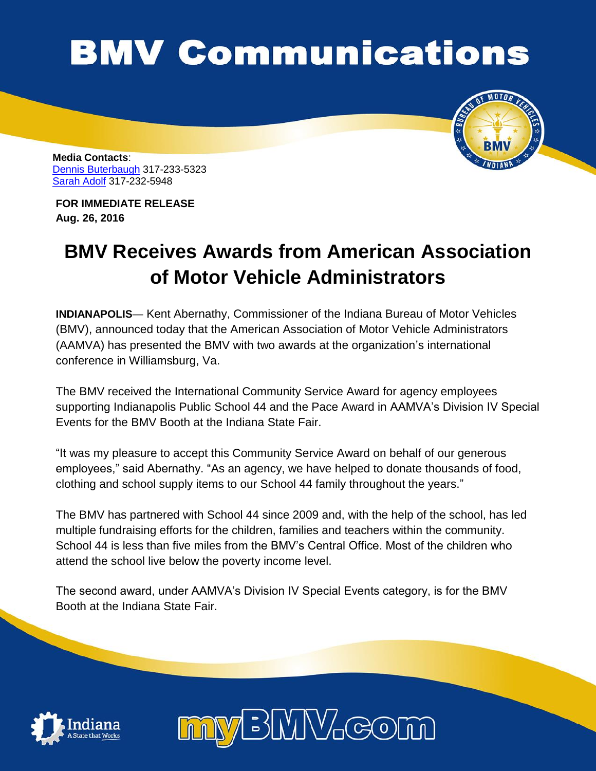# BMV Communications

**Media Contacts**:
Dennis Buterbaugh 317-233-5323
Sarah Adolf 317-232-5948

**FOR IMMEDIATE RELEASE**
**Aug. 26, 2016**

## BMV Receives Awards from American Association of Motor Vehicle Administrators

**INDIANAPOLIS**— Kent Abernathy, Commissioner of the Indiana Bureau of Motor Vehicles (BMV), announced today that the American Association of Motor Vehicle Administrators (AAMVA) has presented the BMV with two awards at the organization's international conference in Williamsburg, Va.

The BMV received the International Community Service Award for agency employees supporting Indianapolis Public School 44 and the Pace Award in AAMVA's Division IV Special Events for the BMV Booth at the Indiana State Fair.

"It was my pleasure to accept this Community Service Award on behalf of our generous employees," said Abernathy. "As an agency, we have helped to donate thousands of food, clothing and school supply items to our School 44 family throughout the years."

The BMV has partnered with School 44 since 2009 and, with the help of the school, has led multiple fundraising efforts for the children, families and teachers within the community. School 44 is less than five miles from the BMV's Central Office. Most of the children who attend the school live below the poverty income level.

The second award, under AAMVA's Division IV Special Events category, is for the BMV Booth at the Indiana State Fair.

myBMV.com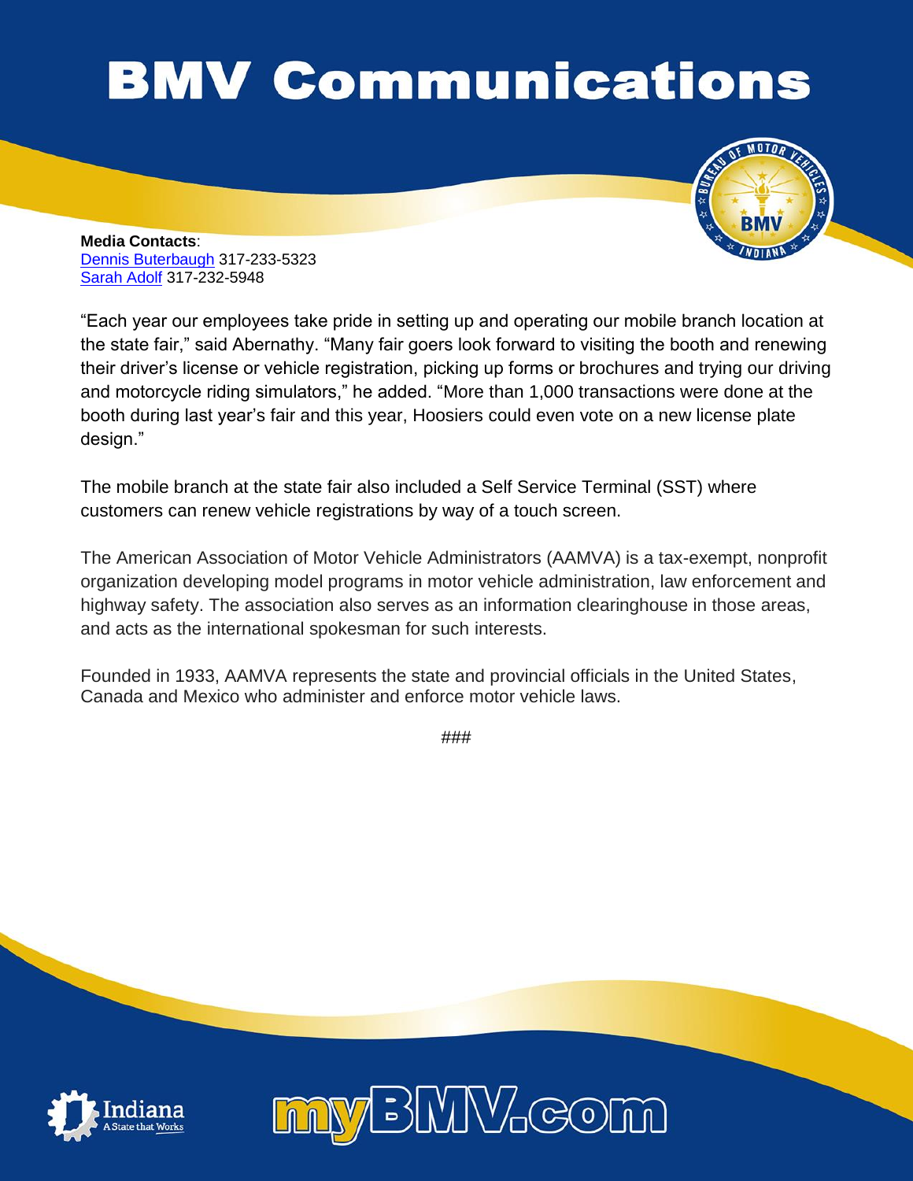# BMV Communications

**Media Contacts**:
Dennis Buterbaugh 317-233-5323
Sarah Adolf 317-232-5948

"Each year our employees take pride in setting up and operating our mobile branch location at the state fair," said Abernathy. "Many fair goers look forward to visiting the booth and renewing their driver's license or vehicle registration, picking up forms or brochures and trying our driving and motorcycle riding simulators," he added. "More than 1,000 transactions were done at the booth during last year's fair and this year, Hoosiers could even vote on a new license plate design."

The mobile branch at the state fair also included a Self Service Terminal (SST) where customers can renew vehicle registrations by way of a touch screen.

The American Association of Motor Vehicle Administrators (AAMVA) is a tax-exempt, nonprofit organization developing model programs in motor vehicle administration, law enforcement and highway safety. The association also serves as an information clearinghouse in those areas, and acts as the international spokesman for such interests.

Founded in 1933, AAMVA represents the state and provincial officials in the United States, Canada and Mexico who administer and enforce motor vehicle laws.

###

Indiana A State that Works

myBMV.com